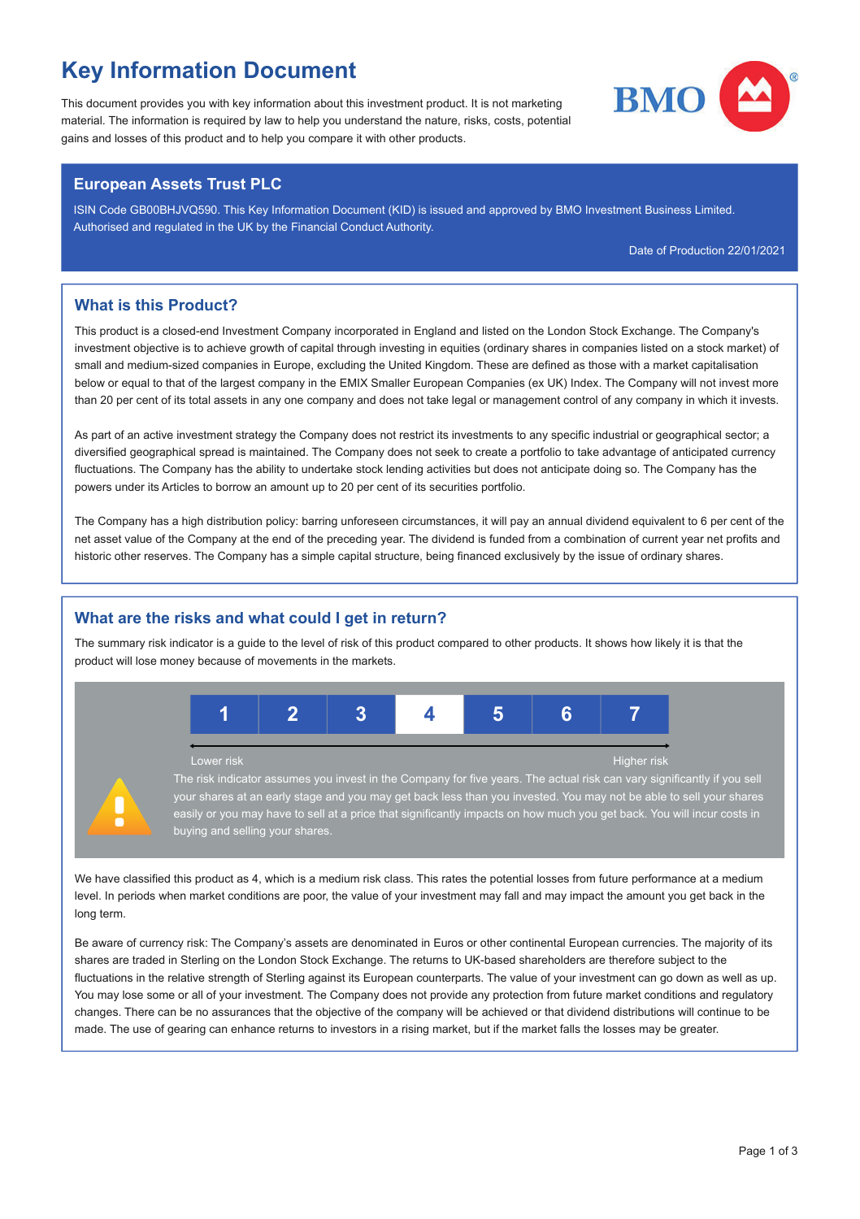# Key Information Document

This document provides you with key information about this investment product. It is not marketing material. The information is required by law to help you understand the nature, risks, costs, potential gains and losses of this product and to help you compare it with other products.

## European Assets Trust PLC

ISIN Code GB00BHJVQ590. This Key Information Document (KID) is issued and approved by BMO Investment Business Limited. Authorised and regulated in the UK by the Financial Conduct Authority.

Date of Production 22/01/2021

## What is this Product?

This product is a closed-end Investment Company incorporated in England and listed on the London Stock Exchange. The Company's investment objective is to achieve growth of capital through investing in equities (ordinary shares in companies listed on a stock market) of small and medium-sized companies in Europe, excluding the United Kingdom. These are defined as those with a market capitalisation below or equal to that of the largest company in the EMIX Smaller European Companies (ex UK) Index. The Company will not invest more than 20 per cent of its total assets in any one company and does not take legal or management control of any company in which it invests.

As part of an active investment strategy the Company does not restrict its investments to any specific industrial or geographical sector; a diversified geographical spread is maintained. The Company does not seek to create a portfolio to take advantage of anticipated currency fluctuations. The Company has the ability to undertake stock lending activities but does not anticipate doing so. The Company has the powers under its Articles to borrow an amount up to 20 per cent of its securities portfolio.

The Company has a high distribution policy: barring unforeseen circumstances, it will pay an annual dividend equivalent to 6 per cent of the net asset value of the Company at the end of the preceding year. The dividend is funded from a combination of current year net profits and historic other reserves. The Company has a simple capital structure, being financed exclusively by the issue of ordinary shares.

## What are the risks and what could I get in return?

The summary risk indicator is a guide to the level of risk of this product compared to other products. It shows how likely it is that the product will lose money because of movements in the markets.

| 1 | 2 | 3 | **4** | 5 | 6 | 7 |
|---|---|---|---|---|---|---|

Lower risk — Higher risk

The risk indicator assumes you invest in the Company for five years. The actual risk can vary significantly if you sell your shares at an early stage and you may get back less than you invested. You may not be able to sell your shares easily or you may have to sell at a price that significantly impacts on how much you get back. You will incur costs in buying and selling your shares.

We have classified this product as 4, which is a medium risk class. This rates the potential losses from future performance at a medium level. In periods when market conditions are poor, the value of your investment may fall and may impact the amount you get back in the long term.

Be aware of currency risk: The Company's assets are denominated in Euros or other continental European currencies. The majority of its shares are traded in Sterling on the London Stock Exchange. The returns to UK-based shareholders are therefore subject to the fluctuations in the relative strength of Sterling against its European counterparts. The value of your investment can go down as well as up. You may lose some or all of your investment. The Company does not provide any protection from future market conditions and regulatory changes. There can be no assurances that the objective of the company will be achieved or that dividend distributions will continue to be made. The use of gearing can enhance returns to investors in a rising market, but if the market falls the losses may be greater.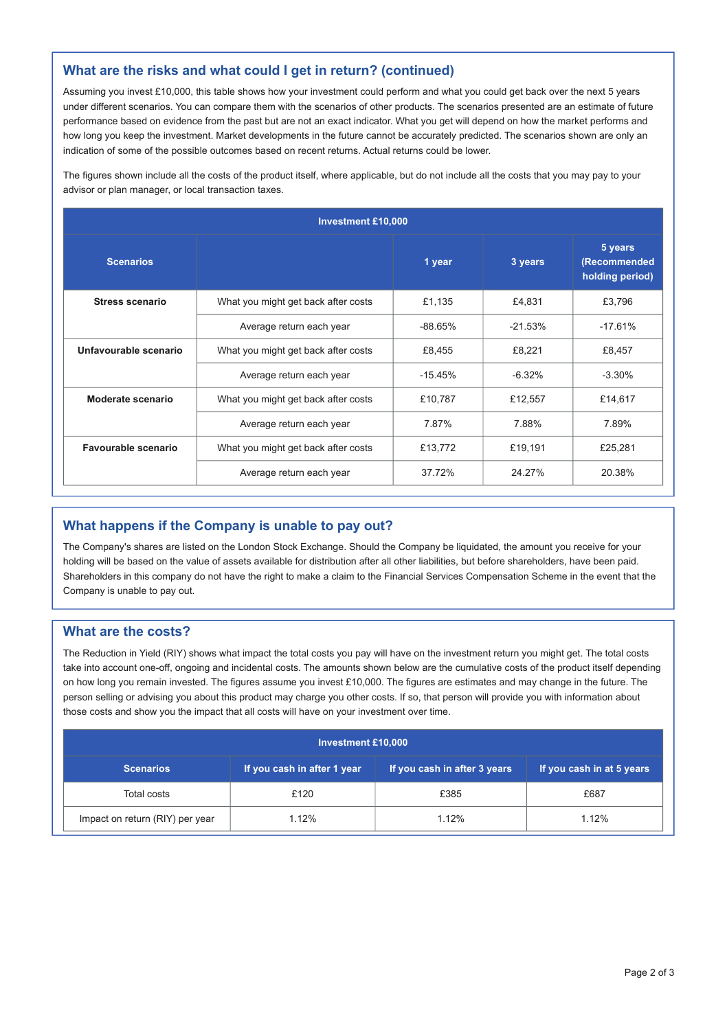## What are the risks and what could I get in return? (continued)

Assuming you invest £10,000, this table shows how your investment could perform and what you could get back over the next 5 years under different scenarios. You can compare them with the scenarios of other products. The scenarios presented are an estimate of future performance based on evidence from the past but are not an exact indicator. What you get will depend on how the market performs and how long you keep the investment. Market developments in the future cannot be accurately predicted. The scenarios shown are only an indication of some of the possible outcomes based on recent returns. Actual returns could be lower.

The figures shown include all the costs of the product itself, where applicable, but do not include all the costs that you may pay to your advisor or plan manager, or local transaction taxes.

| Investment £10,000 | | | | |
|---|---|---|---|---|
| **Scenarios** | | **1 year** | **3 years** | **5 years (Recommended holding period)** |
| **Stress scenario** | What you might get back after costs | £1,135 | £4,831 | £3,796 |
| | Average return each year | -88.65% | -21.53% | -17.61% |
| **Unfavourable scenario** | What you might get back after costs | £8,455 | £8,221 | £8,457 |
| | Average return each year | -15.45% | -6.32% | -3.30% |
| **Moderate scenario** | What you might get back after costs | £10,787 | £12,557 | £14,617 |
| | Average return each year | 7.87% | 7.88% | 7.89% |
| **Favourable scenario** | What you might get back after costs | £13,772 | £19,191 | £25,281 |
| | Average return each year | 37.72% | 24.27% | 20.38% |

## What happens if the Company is unable to pay out?

The Company's shares are listed on the London Stock Exchange. Should the Company be liquidated, the amount you receive for your holding will be based on the value of assets available for distribution after all other liabilities, but before shareholders, have been paid. Shareholders in this company do not have the right to make a claim to the Financial Services Compensation Scheme in the event that the Company is unable to pay out.

## What are the costs?

The Reduction in Yield (RIY) shows what impact the total costs you pay will have on the investment return you might get. The total costs take into account one-off, ongoing and incidental costs. The amounts shown below are the cumulative costs of the product itself depending on how long you remain invested. The figures assume you invest £10,000. The figures are estimates and may change in the future. The person selling or advising you about this product may charge you other costs. If so, that person will provide you with information about those costs and show you the impact that all costs will have on your investment over time.

| Investment £10,000 | | | |
|---|---|---|---|
| **Scenarios** | **If you cash in after 1 year** | **If you cash in after 3 years** | **If you cash in at 5 years** |
| Total costs | £120 | £385 | £687 |
| Impact on return (RIY) per year | 1.12% | 1.12% | 1.12% |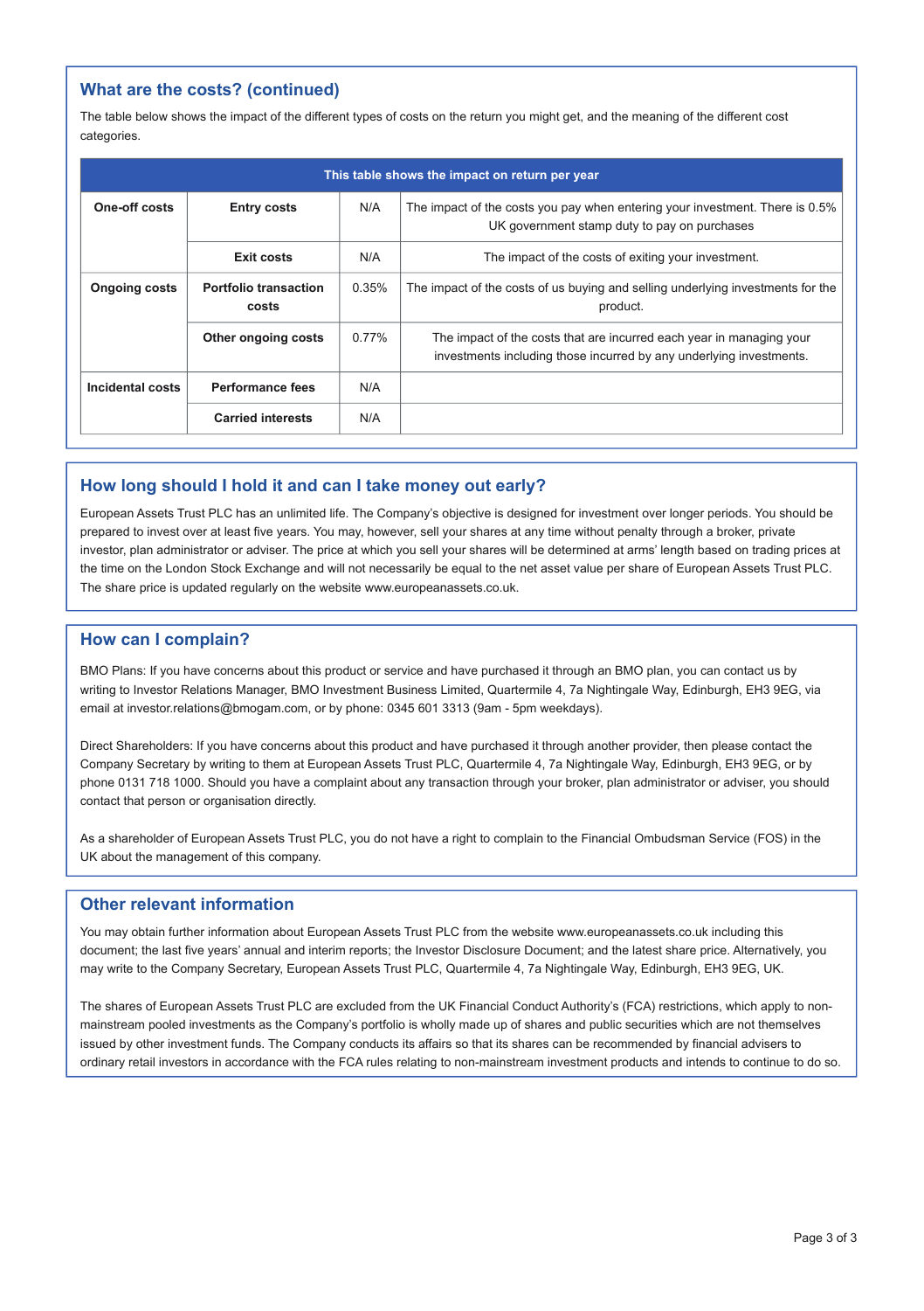## What are the costs? (continued)

The table below shows the impact of the different types of costs on the return you might get, and the meaning of the different cost categories.

| This table shows the impact on return per year | | | |
|---|---|---|---|
| **One-off costs** | **Entry costs** | N/A | The impact of the costs you pay when entering your investment. There is 0.5% UK government stamp duty to pay on purchases |
| | **Exit costs** | N/A | The impact of the costs of exiting your investment. |
| **Ongoing costs** | **Portfolio transaction costs** | 0.35% | The impact of the costs of us buying and selling underlying investments for the product. |
| | **Other ongoing costs** | 0.77% | The impact of the costs that are incurred each year in managing your investments including those incurred by any underlying investments. |
| **Incidental costs** | **Performance fees** | N/A | |
| | **Carried interests** | N/A | |

## How long should I hold it and can I take money out early?

European Assets Trust PLC has an unlimited life. The Company's objective is designed for investment over longer periods. You should be prepared to invest over at least five years. You may, however, sell your shares at any time without penalty through a broker, private investor, plan administrator or adviser. The price at which you sell your shares will be determined at arms' length based on trading prices at the time on the London Stock Exchange and will not necessarily be equal to the net asset value per share of European Assets Trust PLC. The share price is updated regularly on the website www.europeanassets.co.uk.

## How can I complain?

BMO Plans: If you have concerns about this product or service and have purchased it through an BMO plan, you can contact us by writing to Investor Relations Manager, BMO Investment Business Limited, Quartermile 4, 7a Nightingale Way, Edinburgh, EH3 9EG, via email at investor.relations@bmogam.com, or by phone: 0345 601 3313 (9am - 5pm weekdays).

Direct Shareholders: If you have concerns about this product and have purchased it through another provider, then please contact the Company Secretary by writing to them at European Assets Trust PLC, Quartermile 4, 7a Nightingale Way, Edinburgh, EH3 9EG, or by phone 0131 718 1000. Should you have a complaint about any transaction through your broker, plan administrator or adviser, you should contact that person or organisation directly.

As a shareholder of European Assets Trust PLC, you do not have a right to complain to the Financial Ombudsman Service (FOS) in the UK about the management of this company.

## Other relevant information

You may obtain further information about European Assets Trust PLC from the website www.europeanassets.co.uk including this document; the last five years' annual and interim reports; the Investor Disclosure Document; and the latest share price. Alternatively, you may write to the Company Secretary, European Assets Trust PLC, Quartermile 4, 7a Nightingale Way, Edinburgh, EH3 9EG, UK.

The shares of European Assets Trust PLC are excluded from the UK Financial Conduct Authority's (FCA) restrictions, which apply to non-mainstream pooled investments as the Company's portfolio is wholly made up of shares and public securities which are not themselves issued by other investment funds. The Company conducts its affairs so that its shares can be recommended by financial advisers to ordinary retail investors in accordance with the FCA rules relating to non-mainstream investment products and intends to continue to do so.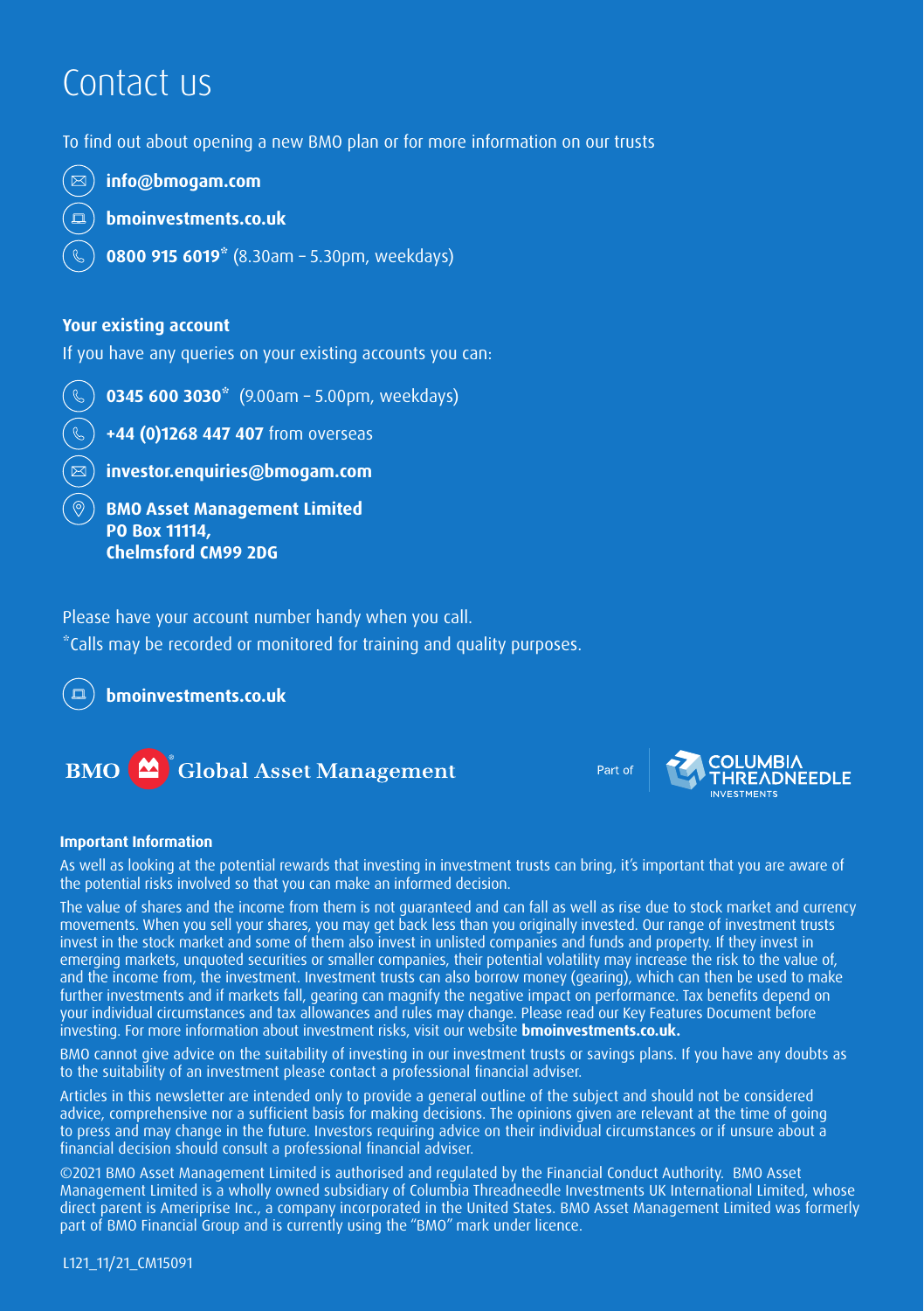# Contact us

To find out about opening a new BMO plan or for more information on our trusts

**info@bmogam.com**

**bmoinvestments.co.uk**

**0800 915 6019*** (8.30am – 5.30pm, weekdays)

### Your existing account

If you have any queries on your existing accounts you can:

**0345 600 3030*** (9.00am – 5.00pm, weekdays)

**+44 (0)1268 447 407** from overseas

**investor.enquiries@bmogam.com**

**BMO Asset Management Limited**
**PO Box 11114,**
**Chelmsford CM99 2DG**

Please have your account number handy when you call.

*Calls may be recorded or monitored for training and quality purposes.

**bmoinvestments.co.uk**

BMO Global Asset Management

Part of COLUMBIA THREADNEEDLE INVESTMENTS

### Important Information

As well as looking at the potential rewards that investing in investment trusts can bring, it's important that you are aware of the potential risks involved so that you can make an informed decision.

The value of shares and the income from them is not guaranteed and can fall as well as rise due to stock market and currency movements. When you sell your shares, you may get back less than you originally invested. Our range of investment trusts invest in the stock market and some of them also invest in unlisted companies and funds and property. If they invest in emerging markets, unquoted securities or smaller companies, their potential volatility may increase the risk to the value of, and the income from, the investment. Investment trusts can also borrow money (gearing), which can then be used to make further investments and if markets fall, gearing can magnify the negative impact on performance. Tax benefits depend on your individual circumstances and tax allowances and rules may change. Please read our Key Features Document before investing. For more information about investment risks, visit our website **bmoinvestments.co.uk.**

BMO cannot give advice on the suitability of investing in our investment trusts or savings plans. If you have any doubts as to the suitability of an investment please contact a professional financial adviser.

Articles in this newsletter are intended only to provide a general outline of the subject and should not be considered advice, comprehensive nor a sufficient basis for making decisions. The opinions given are relevant at the time of going to press and may change in the future. Investors requiring advice on their individual circumstances or if unsure about a financial decision should consult a professional financial adviser.

©2021 BMO Asset Management Limited is authorised and regulated by the Financial Conduct Authority. BMO Asset Management Limited is a wholly owned subsidiary of Columbia Threadneedle Investments UK International Limited, whose direct parent is Ameriprise Inc., a company incorporated in the United States. BMO Asset Management Limited was formerly part of BMO Financial Group and is currently using the "BMO" mark under licence.

L121_11/21_CM15091